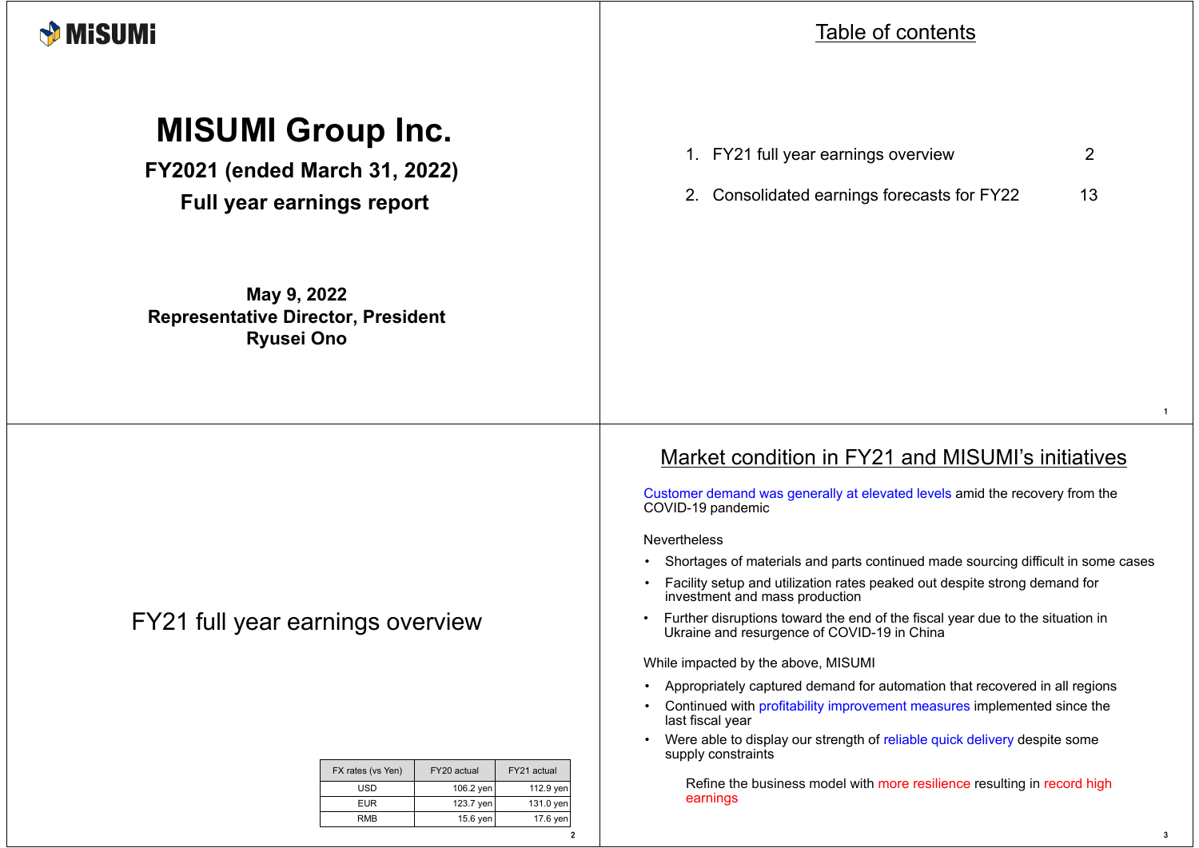MISUMI

# MISUMI Group Inc.

## FY2021 (ended March 31, 2022)

## Full year earnings report

**May 9, 2022**
**Representative Director, President**
**Ryusei Ono**

## Table of contents

1. FY21 full year earnings overview 2
2. Consolidated earnings forecasts for FY22 13

# FY21 full year earnings overview

| FX rates (vs Yen) | FY20 actual | FY21 actual |
|---|---|---|
| USD | 106.2 yen | 112.9 yen |
| EUR | 123.7 yen | 131.0 yen |
| RMB | 15.6 yen | 17.6 yen |

## Market condition in FY21 and MISUMI's initiatives

Customer demand was generally at elevated levels amid the recovery from the COVID-19 pandemic

Nevertheless

- Shortages of materials and parts continued made sourcing difficult in some cases
- Facility setup and utilization rates peaked out despite strong demand for investment and mass production
- Further disruptions toward the end of the fiscal year due to the situation in Ukraine and resurgence of COVID-19 in China

While impacted by the above, MISUMI

- Appropriately captured demand for automation that recovered in all regions
- Continued with profitability improvement measures implemented since the last fiscal year
- Were able to display our strength of reliable quick delivery despite some supply constraints

Refine the business model with more resilience resulting in record high earnings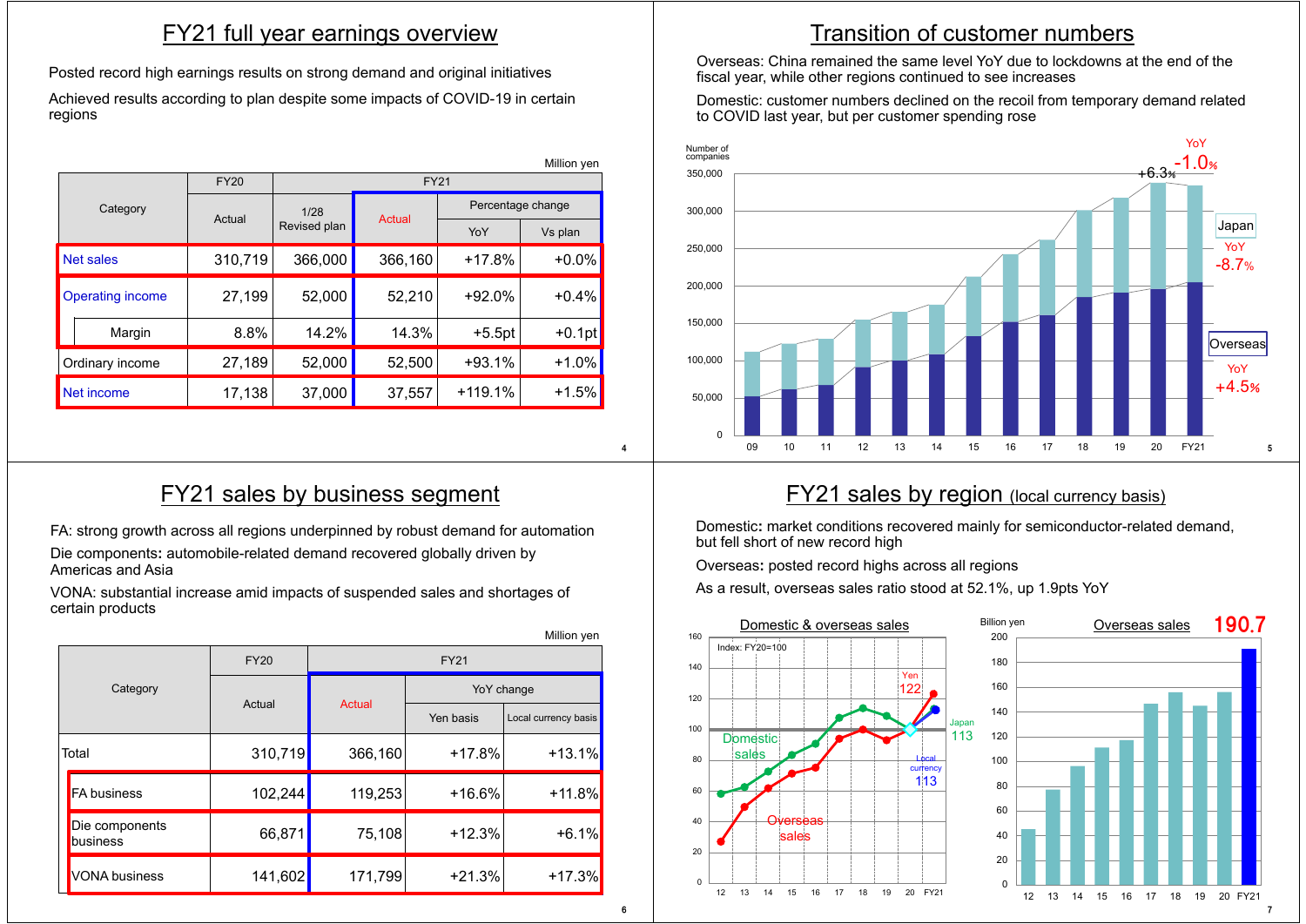## FY21 full year earnings overview

Posted record high earnings results on strong demand and original initiatives

Achieved results according to plan despite some impacts of COVID-19 in certain regions

Million yen

| Category | FY20 | FY21 | | | |
|---|---|---|---|---|---|
| | Actual | 1/28 Revised plan | Actual | Percentage change | |
| | | | | YoY | Vs plan |
| Net sales | 310,719 | 366,000 | 366,160 | +17.8% | +0.0% |
| Operating income | 27,199 | 52,000 | 52,210 | +92.0% | +0.4% |
| Margin | 8.8% | 14.2% | 14.3% | +5.5pt | +0.1pt |
| Ordinary income | 27,189 | 52,000 | 52,500 | +93.1% | +1.0% |
| Net income | 17,138 | 37,000 | 37,557 | +119.1% | +1.5% |

## Transition of customer numbers

Overseas: China remained the same level YoY due to lockdowns at the end of the fiscal year, while other regions continued to see increases

Domestic: customer numbers declined on the recoil from temporary demand related to COVID last year, but per customer spending rose

Number of companies

Japan: YoY -8.7%

Overseas: YoY +4.5%

Total: FY20 +6.3%, FY21 YoY -1.0%

## FY21 sales by business segment

FA: strong growth across all regions underpinned by robust demand for automation

Die components: automobile-related demand recovered globally driven by Americas and Asia

VONA: substantial increase amid impacts of suspended sales and shortages of certain products

Million yen

| Category | FY20 | FY21 | | |
|---|---|---|---|---|
| | Actual | Actual | YoY change | |
| | | | Yen basis | Local currency basis |
| Total | 310,719 | 366,160 | +17.8% | +13.1% |
| FA business | 102,244 | 119,253 | +16.6% | +11.8% |
| Die components business | 66,871 | 75,108 | +12.3% | +6.1% |
| VONA business | 141,602 | 171,799 | +21.3% | +17.3% |

## FY21 sales by region (local currency basis)

Domestic: market conditions recovered mainly for semiconductor-related demand, but fell short of new record high

Overseas: posted record highs across all regions

As a result, overseas sales ratio stood at 52.1%, up 1.9pts YoY

Domestic & overseas sales (Index: FY20=100): Domestic sales — Japan 113; Overseas sales — Yen 122, Local currency 113

Overseas sales (Billion yen): FY21 190.7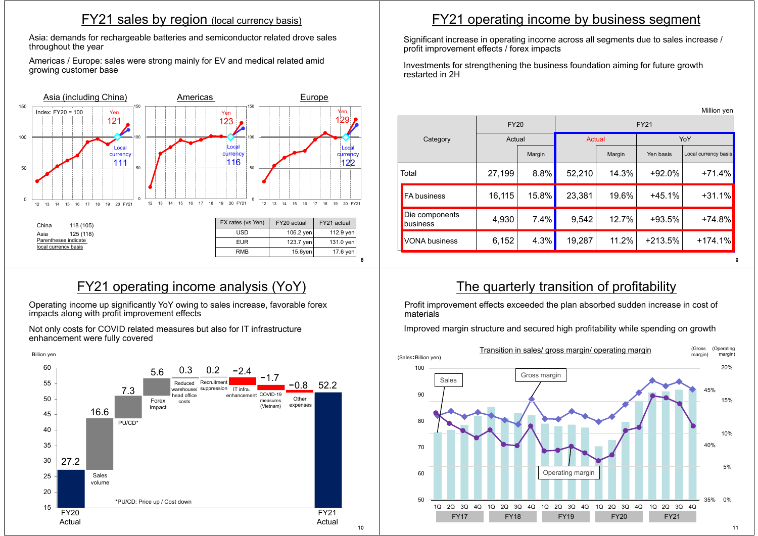## FY21 sales by region (local currency basis)

Asia: demands for rechargeable batteries and semiconductor related drove sales throughout the year

Americas / Europe: sales were strong mainly for EV and medical related amid growing customer base

Asia (including China) — Index: FY20 = 100; Yen 121; Local currency 111

Americas — Yen 123; Local currency 116

Europe — Yen 129; Local currency 122

China 118 (105)

Asia 125 (118)

Parentheses indicate local currency basis

| FX rates (vs Yen) | FY20 actual | FY21 actual |
|---|---|---|
| USD | 106.2 yen | 112.9 yen |
| EUR | 123.7 yen | 131.0 yen |
| RMB | 15.6yen | 17.6 yen |

## FY21 operating income by business segment

Significant increase in operating income across all segments due to sales increase / profit improvement effects / forex impacts

Investments for strengthening the business foundation aiming for future growth restarted in 2H

Million yen

| Category | FY20 | | FY21 | | | |
|---|---|---|---|---|---|---|
| | Actual | | Actual | | YoY | |
| | | Margin | | Margin | Yen basis | Local currency basis |
| Total | 27,199 | 8.8% | 52,210 | 14.3% | +92.0% | +71.4% |
| FA business | 16,115 | 15.8% | 23,381 | 19.6% | +45.1% | +31.1% |
| Die components business | 4,930 | 7.4% | 9,542 | 12.7% | +93.5% | +74.8% |
| VONA business | 6,152 | 4.3% | 19,287 | 11.2% | +213.5% | +174.1% |

## FY21 operating income analysis (YoY)

Operating income up significantly YoY owing to sales increase, favorable forex impacts along with profit improvement effects

Not only costs for COVID related measures but also for IT infrastructure enhancement were fully covered

Billion yen

| Item | Amount |
|---|---|
| FY20 Actual | 27.2 |
| Sales volume | 16.6 |
| PU/CD* | 7.3 |
| Forex impact | 5.6 |
| Reduced warehouse/ head office costs | 0.3 |
| Recruitment suppression | 0.2 |
| IT infra. enhancement | −2.4 |
| COVID-19 measures (Vietnam) | −1.7 |
| Other expenses | −0.8 |
| FY21 Actual | 52.2 |

*PU/CD: Price up / Cost down

## The quarterly transition of profitability

Profit improvement effects exceeded the plan absorbed sudden increase in cost of materials

Improved margin structure and secured high profitability while spending on growth

Transition in sales/ gross margin/ operating margin

(Sales: Billion yen) (Gross margin) (Operating margin)

Sales, Gross margin, Operating margin — 1Q–4Q for FY17, FY18, FY19, FY20, FY21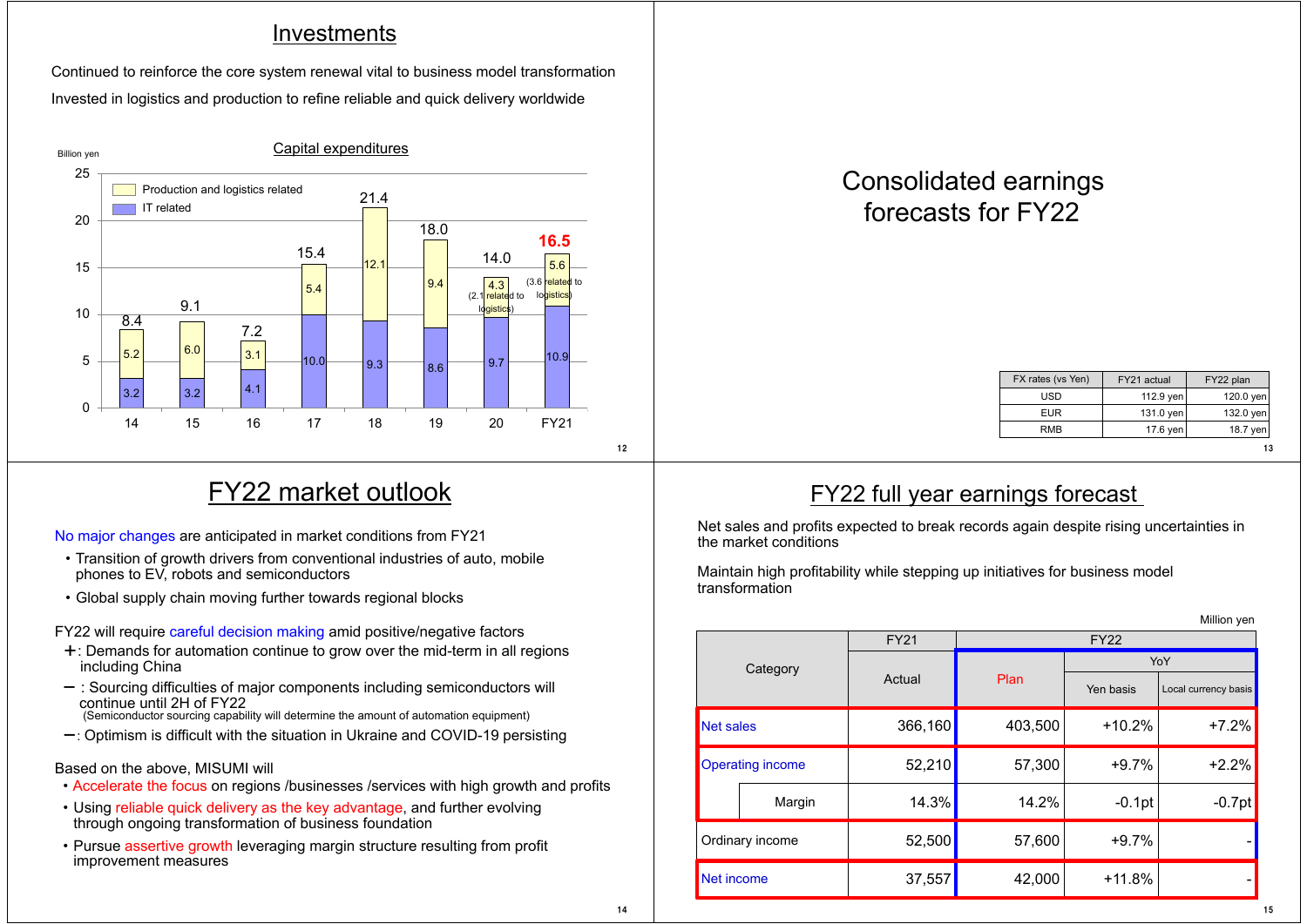## Investments

Continued to reinforce the core system renewal vital to business model transformation

Invested in logistics and production to refine reliable and quick delivery worldwide

### Capital expenditures

Billion yen

| FY | Production and logistics related | IT related | Total |
|---|---|---|---|
| 14 | 5.2 | 3.2 | 8.4 |
| 15 | 6.0 | 3.2 | 9.1 |
| 16 | 3.1 | 4.1 | 7.2 |
| 17 | 5.4 | 10.0 | 15.4 |
| 18 | 12.1 | 9.3 | 21.4 |
| 19 | 9.4 | 8.6 | 18.0 |
| 20 | 4.3 (2.1 related to logistics) | 9.7 | 14.0 |
| FY21 | 5.6 (3.6 related to logistics) | 10.9 | 16.5 |

# Consolidated earnings forecasts for FY22

| FX rates (vs Yen) | FY21 actual | FY22 plan |
|---|---|---|
| USD | 112.9 yen | 120.0 yen |
| EUR | 131.0 yen | 132.0 yen |
| RMB | 17.6 yen | 18.7 yen |

## FY22 market outlook

No major changes are anticipated in market conditions from FY21

- Transition of growth drivers from conventional industries of auto, mobile phones to EV, robots and semiconductors
- Global supply chain moving further towards regional blocks

FY22 will require careful decision making amid positive/negative factors

- ＋: Demands for automation continue to grow over the mid-term in all regions including China
- －: Sourcing difficulties of major components including semiconductors will continue until 2H of FY22
  (Semiconductor sourcing capability will determine the amount of automation equipment)
- －: Optimism is difficult with the situation in Ukraine and COVID-19 persisting

Based on the above, MISUMI will

- Accelerate the focus on regions /businesses /services with high growth and profits
- Using reliable quick delivery as the key advantage, and further evolving through ongoing transformation of business foundation
- Pursue assertive growth leveraging margin structure resulting from profit improvement measures

## FY22 full year earnings forecast

Net sales and profits expected to break records again despite rising uncertainties in the market conditions

Maintain high profitability while stepping up initiatives for business model transformation

Million yen

| Category | FY21 Actual | FY22 Plan | FY22 YoY Yen basis | FY22 YoY Local currency basis |
|---|---|---|---|---|
| Net sales | 366,160 | 403,500 | +10.2% | +7.2% |
| Operating income | 52,210 | 57,300 | +9.7% | +2.2% |
| Margin | 14.3% | 14.2% | -0.1pt | -0.7pt |
| Ordinary income | 52,500 | 57,600 | +9.7% | - |
| Net income | 37,557 | 42,000 | +11.8% | - |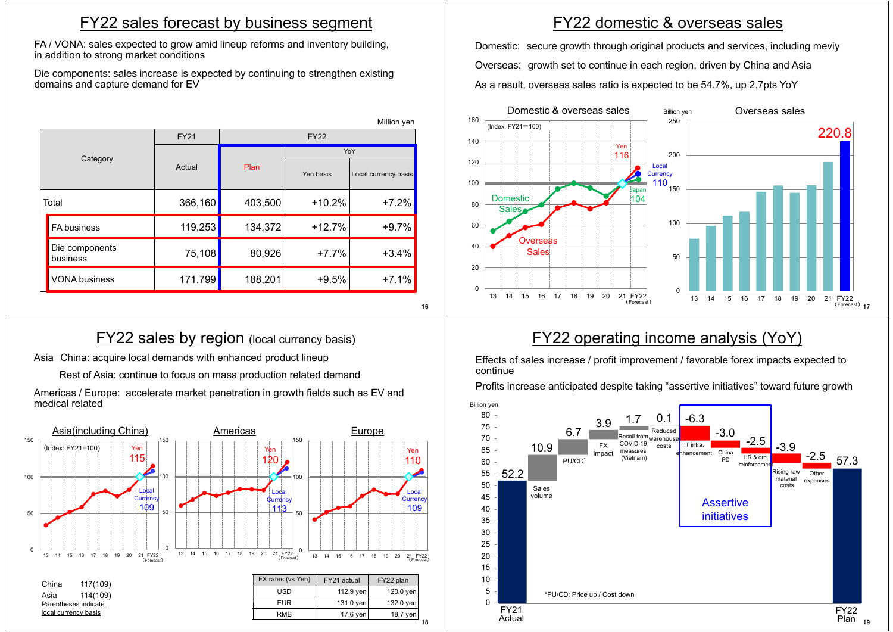# FY22 sales forecast by business segment

FA / VONA: sales expected to grow amid lineup reforms and inventory building, in addition to strong market conditions

Die components: sales increase is expected by continuing to strengthen existing domains and capture demand for EV

Million yen

| Category | FY21 | FY22 | | |
|---|---|---|---|---|
| | Actual | Plan | YoY | |
| | | | Yen basis | Local currency basis |
| Total | 366,160 | 403,500 | +10.2% | +7.2% |
| FA business | 119,253 | 134,372 | +12.7% | +9.7% |
| Die components business | 75,108 | 80,926 | +7.7% | +3.4% |
| VONA business | 171,799 | 188,201 | +9.5% | +7.1% |

# FY22 domestic & overseas sales

Domestic: secure growth through original products and services, including meviy

Overseas: growth set to continue in each region, driven by China and Asia

As a result, overseas sales ratio is expected to be 54.7%, up 2.7pts YoY

## Domestic & overseas sales

(Index: FY21=100)

Domestic Sales; Overseas Sales; Yen 116; Local Currency 110; Japan 104

13 14 15 16 17 18 19 20 21 FY22 (Forecast)

## Overseas sales

Billion yen

220.8

13 14 15 16 17 18 19 20 21 FY22 (Forecast)

# FY22 sales by region (local currency basis)

Asia China: acquire local demands with enhanced product lineup

Rest of Asia: continue to focus on mass production related demand

Americas / Europe: accelerate market penetration in growth fields such as EV and medical related

## Asia(including China)

(Index: FY21=100) Yen 115; Local Currency 109

## Americas

Yen 120; Local Currency 113

## Europe

Yen 110; Local Currency 109

China 117(109)
Asia 114(109)
Parentheses indicate local currency basis

| FX rates (vs Yen) | FY21 actual | FY22 plan |
|---|---|---|
| USD | 112.9 yen | 120.0 yen |
| EUR | 131.0 yen | 132.0 yen |
| RMB | 17.6 yen | 18.7 yen |

# FY22 operating income analysis (YoY)

Effects of sales increase / profit improvement / favorable forex impacts expected to continue

Profits increase anticipated despite taking "assertive initiatives" toward future growth

Billion yen

FY21 Actual 52.2; Sales volume 10.9; PU/CD* 6.7; FX impact 3.9; Recoil from COVID-19 measures (Vietnam) 1.7; Reduced warehouse costs 0.1; IT infra. enhancement -6.3; China PD -3.0; HR & org. reinforcement -2.5; Rising raw material costs -3.9; Other expenses -2.5; FY22 Plan 57.3

Assertive initiatives

*PU/CD: Price up / Cost down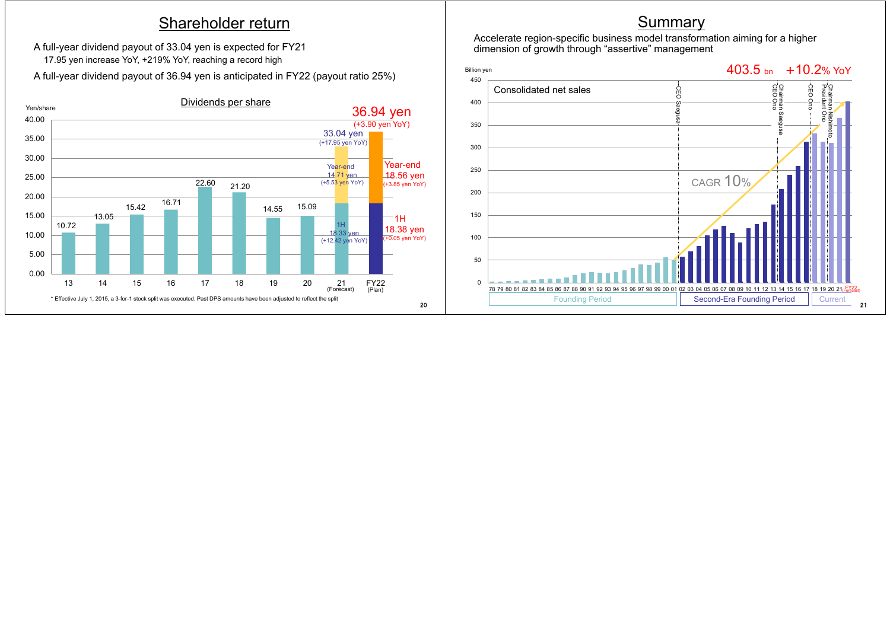## Shareholder return

A full-year dividend payout of 33.04 yen is expected for FY21

17.95 yen increase YoY, +219% YoY, reaching a record high

A full-year dividend payout of 36.94 yen is anticipated in FY22 (payout ratio 25%)

Dividends per share

Yen/share

40.00
35.00
30.00
25.00
20.00
15.00
10.00
5.00
0.00

10.72
13.05
15.42
16.71
22.60
21.20
14.55
15.09

33.04 yen
(+17.95 yen YoY)

Year-end
14.71 yen
(+5.53 yen YoY)

1H
18.33 yen
(+12.42 yen YoY)

36.94 yen
(+3.90 yen YoY)

Year-end
18.56 yen
(+3.85 yen YoY)

1H
18.38 yen
(+0.05 yen YoY)

13 14 15 16 17 18 19 20 21 (Forecast) FY22 (Plan)

\* Effective July 1, 2015, a 3-for-1 stock split was executed. Past DPS amounts have been adjusted to reflect the split

## Summary

Accelerate region-specific business model transformation aiming for a higher dimension of growth through “assertive” management

Billion yen

Consolidated net sales

403.5 bn +10.2% YoY

CAGR 10%

CEO Saegusa

Chairman Saegusa
CEO Ono

CEO Ono

Chairman Nishimoto
President Ono

450
400
350
300
250
200
150
100
50
0

78 79 80 81 82 83 84 85 86 87 88 89 90 91 92 93 94 95 96 97 98 99 00 01 02 03 04 05 06 07 08 09 10 11 12 13 14 15 16 17 18 19 20 21 FY22 (Forecast)

Founding Period

Second-Era Founding Period

Current